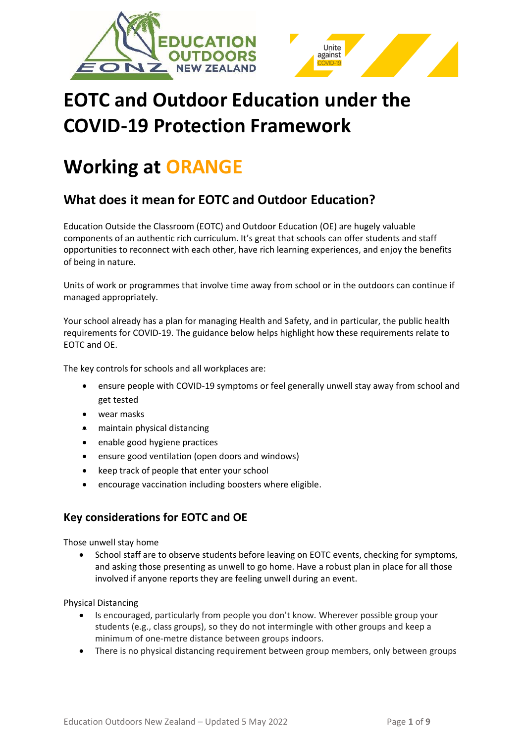# EOTC and Outdoor Education under the COVID-19 Protection Framework

# Working at ORANGE

## What does it mean for EOTC and Outdoor Education?

Education Outside the Classroom (EOTC) and Outdoor Education (OE) are hugely valuable components of an authentic rich curriculum. It's great that schools can offer students and staff opportunities to reconnect with each other, have rich learning experiences, and enjoy the benefits of being in nature.

Units of work or programmes that involve time away from school or in the outdoors can continue if managed appropriately.

Your school already has a plan for managing Health and Safety, and in particular, the public health requirements for COVID-19. The guidance below helps highlight how these requirements relate to EOTC and OE.

The key controls for schools and all workplaces are:

- ensure people with COVID-19 symptoms or feel generally unwell stay away from school and get tested
- wear masks
- maintain physical distancing
- enable good hygiene practices
- ensure good ventilation (open doors and windows)
- keep track of people that enter your school
- encourage vaccination including boosters where eligible.

## Key considerations for EOTC and OE

Those unwell stay home

- School staff are to observe students before leaving on EOTC events, checking for symptoms, and asking those presenting as unwell to go home. Have a robust plan in place for all those involved if anyone reports they are feeling unwell during an event.

Physical Distancing

- Is encouraged, particularly from people you don't know. Wherever possible group your students (e.g., class groups), so they do not intermingle with other groups and keep a minimum of one-metre distance between groups indoors.
- There is no physical distancing requirement between group members, only between groups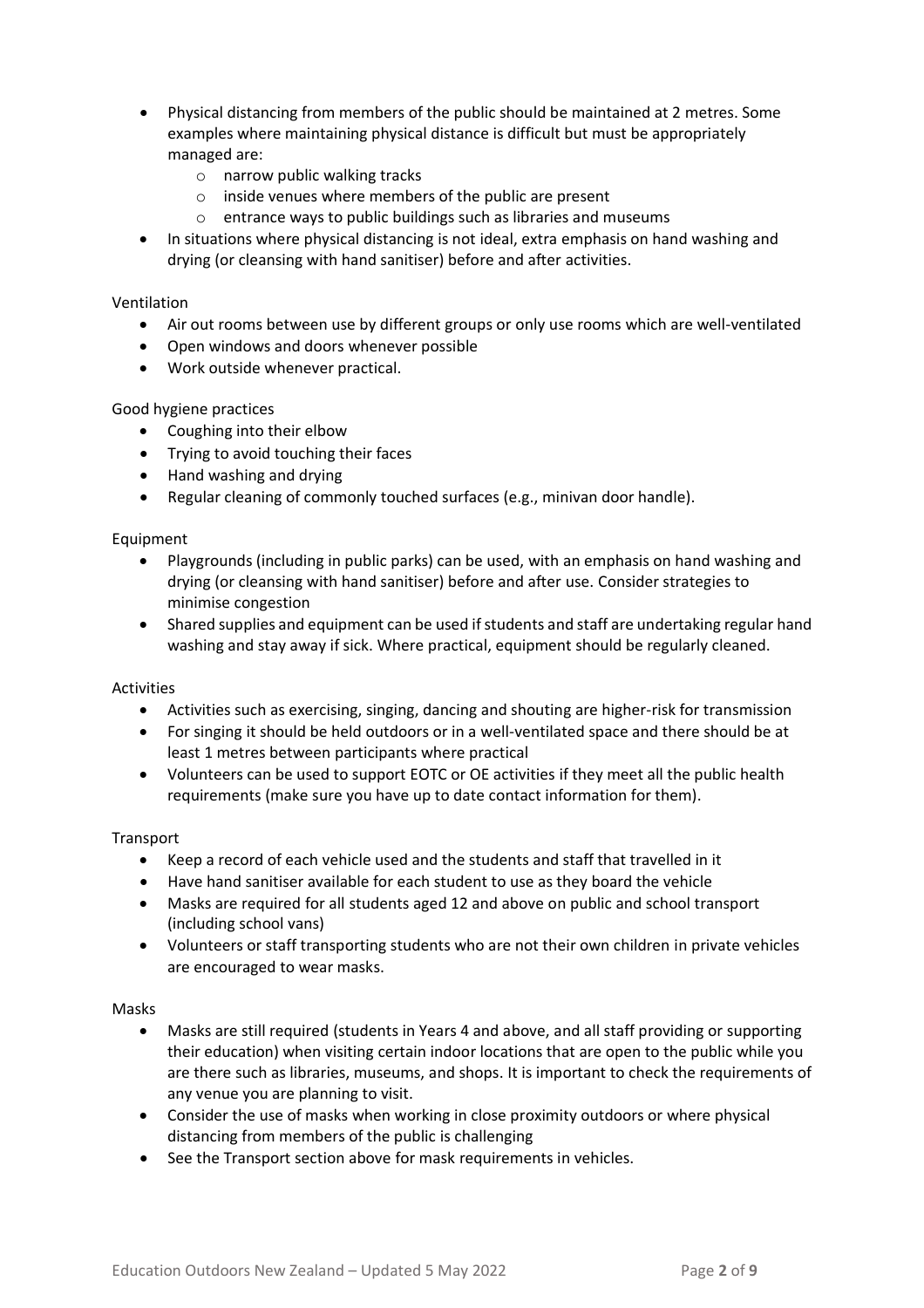- Physical distancing from members of the public should be maintained at 2 metres. Some examples where maintaining physical distance is difficult but must be appropriately managed are:
  - narrow public walking tracks
  - inside venues where members of the public are present
  - entrance ways to public buildings such as libraries and museums
- In situations where physical distancing is not ideal, extra emphasis on hand washing and drying (or cleansing with hand sanitiser) before and after activities.

Ventilation

- Air out rooms between use by different groups or only use rooms which are well-ventilated
- Open windows and doors whenever possible
- Work outside whenever practical.

Good hygiene practices

- Coughing into their elbow
- Trying to avoid touching their faces
- Hand washing and drying
- Regular cleaning of commonly touched surfaces (e.g., minivan door handle).

Equipment

- Playgrounds (including in public parks) can be used, with an emphasis on hand washing and drying (or cleansing with hand sanitiser) before and after use. Consider strategies to minimise congestion
- Shared supplies and equipment can be used if students and staff are undertaking regular hand washing and stay away if sick. Where practical, equipment should be regularly cleaned.

Activities

- Activities such as exercising, singing, dancing and shouting are higher-risk for transmission
- For singing it should be held outdoors or in a well-ventilated space and there should be at least 1 metres between participants where practical
- Volunteers can be used to support EOTC or OE activities if they meet all the public health requirements (make sure you have up to date contact information for them).

Transport

- Keep a record of each vehicle used and the students and staff that travelled in it
- Have hand sanitiser available for each student to use as they board the vehicle
- Masks are required for all students aged 12 and above on public and school transport (including school vans)
- Volunteers or staff transporting students who are not their own children in private vehicles are encouraged to wear masks.

Masks

- Masks are still required (students in Years 4 and above, and all staff providing or supporting their education) when visiting certain indoor locations that are open to the public while you are there such as libraries, museums, and shops. It is important to check the requirements of any venue you are planning to visit.
- Consider the use of masks when working in close proximity outdoors or where physical distancing from members of the public is challenging
- See the Transport section above for mask requirements in vehicles.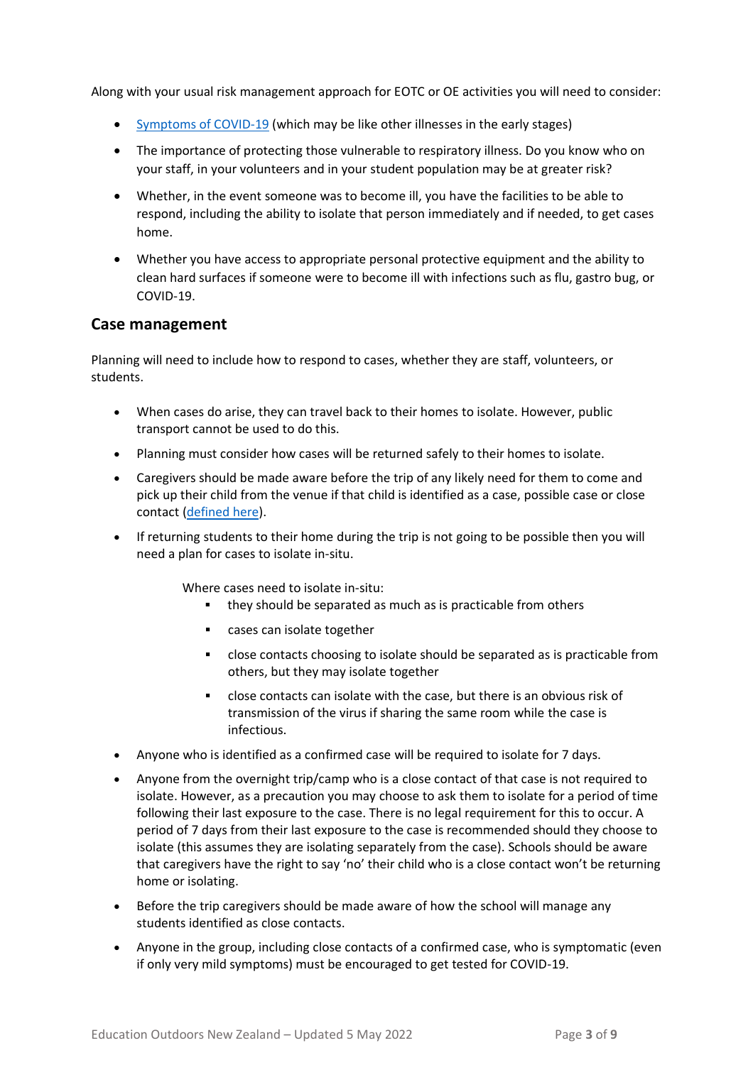Along with your usual risk management approach for EOTC or OE activities you will need to consider:

- [Symptoms of COVID-19](#) (which may be like other illnesses in the early stages)
- The importance of protecting those vulnerable to respiratory illness. Do you know who on your staff, in your volunteers and in your student population may be at greater risk?
- Whether, in the event someone was to become ill, you have the facilities to be able to respond, including the ability to isolate that person immediately and if needed, to get cases home.
- Whether you have access to appropriate personal protective equipment and the ability to clean hard surfaces if someone were to become ill with infections such as flu, gastro bug, or COVID-19.

## Case management

Planning will need to include how to respond to cases, whether they are staff, volunteers, or students.

- When cases do arise, they can travel back to their homes to isolate. However, public transport cannot be used to do this.
- Planning must consider how cases will be returned safely to their homes to isolate.
- Caregivers should be made aware before the trip of any likely need for them to come and pick up their child from the venue if that child is identified as a case, possible case or close contact ([defined here](#)).
- If returning students to their home during the trip is not going to be possible then you will need a plan for cases to isolate in-situ.

  Where cases need to isolate in-situ:
    - they should be separated as much as is practicable from others
    - cases can isolate together
    - close contacts choosing to isolate should be separated as is practicable from others, but they may isolate together
    - close contacts can isolate with the case, but there is an obvious risk of transmission of the virus if sharing the same room while the case is infectious.
- Anyone who is identified as a confirmed case will be required to isolate for 7 days.
- Anyone from the overnight trip/camp who is a close contact of that case is not required to isolate. However, as a precaution you may choose to ask them to isolate for a period of time following their last exposure to the case. There is no legal requirement for this to occur. A period of 7 days from their last exposure to the case is recommended should they choose to isolate (this assumes they are isolating separately from the case). Schools should be aware that caregivers have the right to say 'no' their child who is a close contact won't be returning home or isolating.
- Before the trip caregivers should be made aware of how the school will manage any students identified as close contacts.
- Anyone in the group, including close contacts of a confirmed case, who is symptomatic (even if only very mild symptoms) must be encouraged to get tested for COVID-19.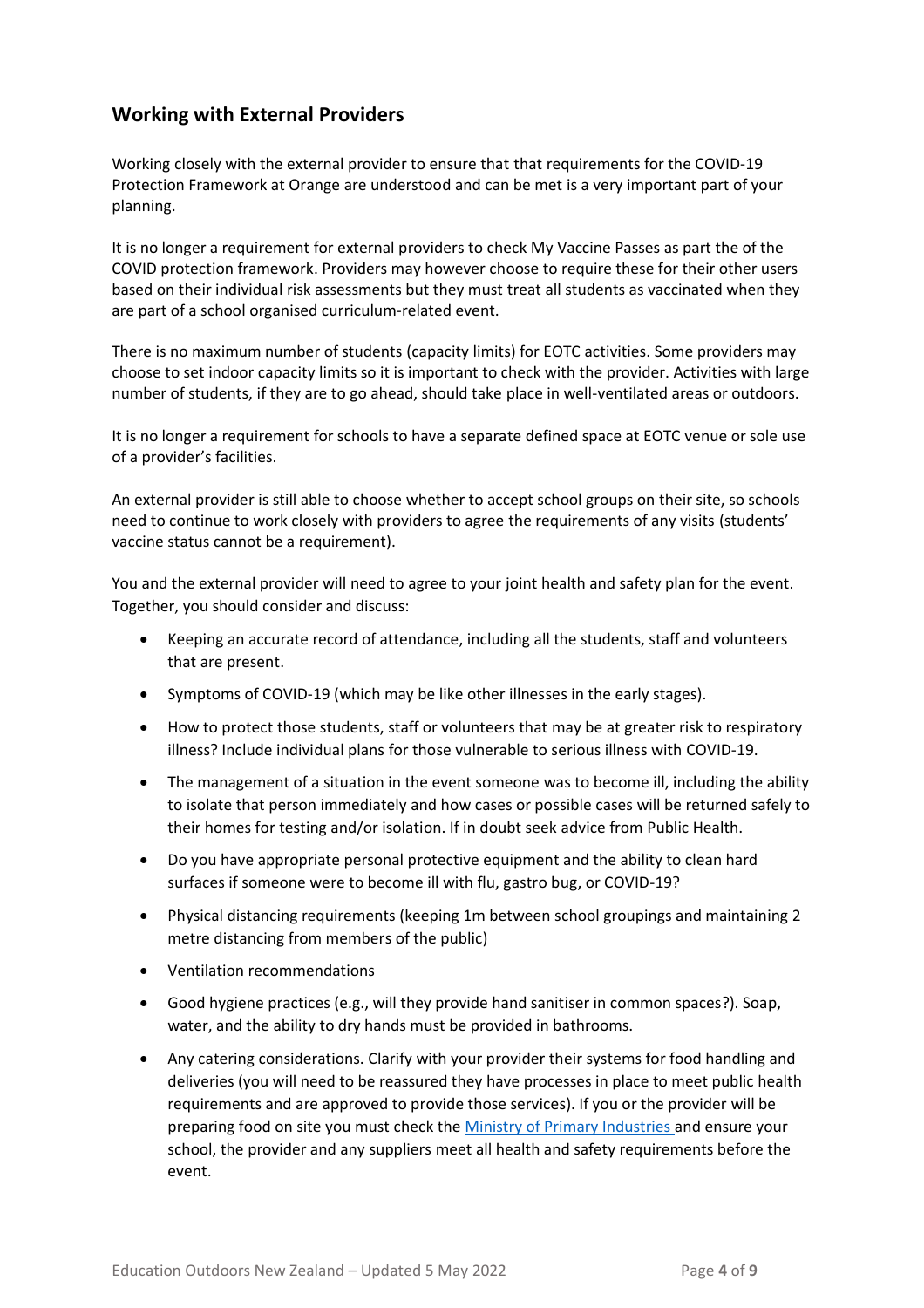## Working with External Providers

Working closely with the external provider to ensure that that requirements for the COVID-19 Protection Framework at Orange are understood and can be met is a very important part of your planning.

It is no longer a requirement for external providers to check My Vaccine Passes as part the of the COVID protection framework. Providers may however choose to require these for their other users based on their individual risk assessments but they must treat all students as vaccinated when they are part of a school organised curriculum-related event.

There is no maximum number of students (capacity limits) for EOTC activities. Some providers may choose to set indoor capacity limits so it is important to check with the provider. Activities with large number of students, if they are to go ahead, should take place in well-ventilated areas or outdoors.

It is no longer a requirement for schools to have a separate defined space at EOTC venue or sole use of a provider's facilities.

An external provider is still able to choose whether to accept school groups on their site, so schools need to continue to work closely with providers to agree the requirements of any visits (students' vaccine status cannot be a requirement).

You and the external provider will need to agree to your joint health and safety plan for the event. Together, you should consider and discuss:

- Keeping an accurate record of attendance, including all the students, staff and volunteers that are present.
- Symptoms of COVID-19 (which may be like other illnesses in the early stages).
- How to protect those students, staff or volunteers that may be at greater risk to respiratory illness? Include individual plans for those vulnerable to serious illness with COVID-19.
- The management of a situation in the event someone was to become ill, including the ability to isolate that person immediately and how cases or possible cases will be returned safely to their homes for testing and/or isolation. If in doubt seek advice from Public Health.
- Do you have appropriate personal protective equipment and the ability to clean hard surfaces if someone were to become ill with flu, gastro bug, or COVID-19?
- Physical distancing requirements (keeping 1m between school groupings and maintaining 2 metre distancing from members of the public)
- Ventilation recommendations
- Good hygiene practices (e.g., will they provide hand sanitiser in common spaces?). Soap, water, and the ability to dry hands must be provided in bathrooms.
- Any catering considerations. Clarify with your provider their systems for food handling and deliveries (you will need to be reassured they have processes in place to meet public health requirements and are approved to provide those services). If you or the provider will be preparing food on site you must check the Ministry of Primary Industries and ensure your school, the provider and any suppliers meet all health and safety requirements before the event.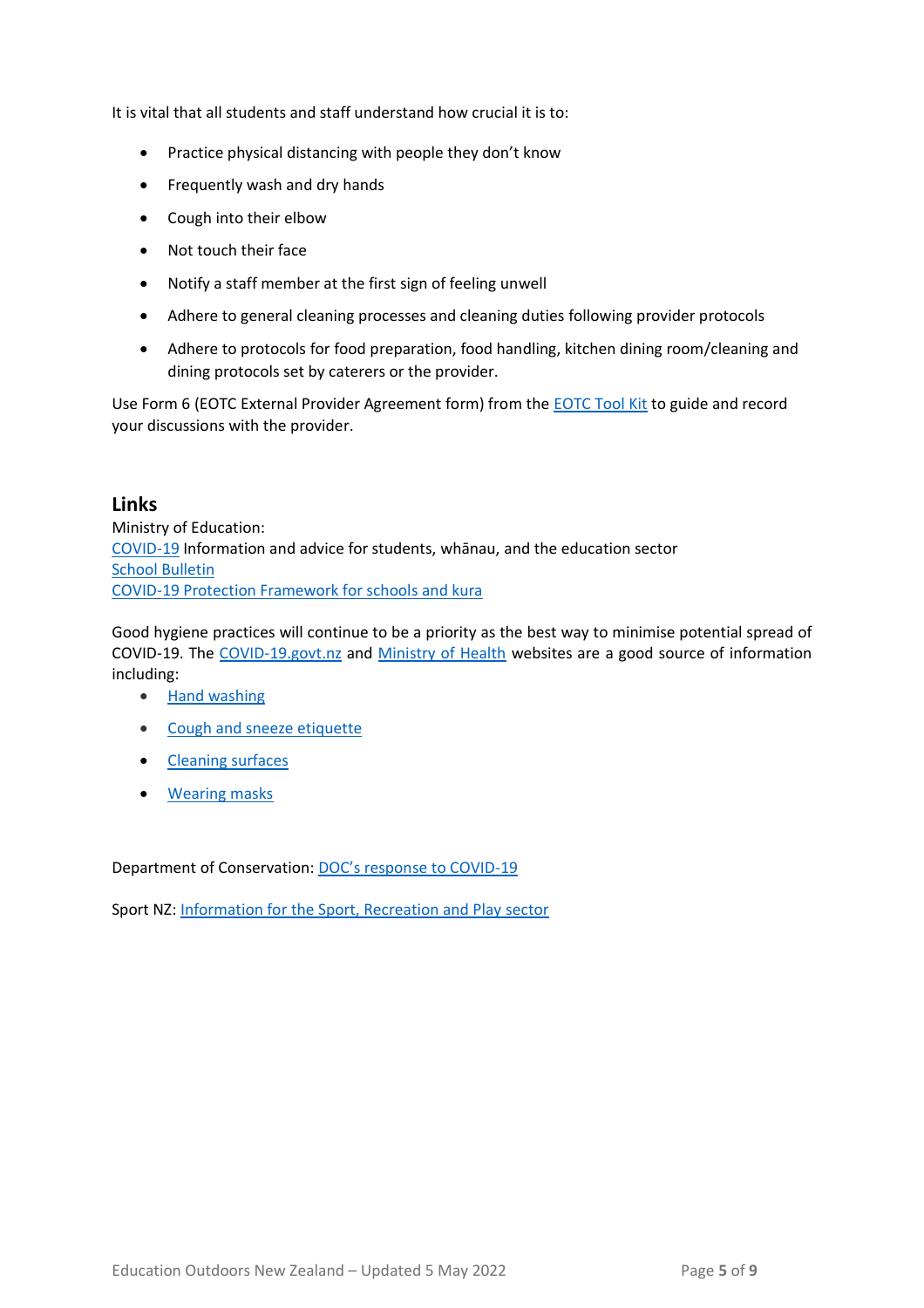It is vital that all students and staff understand how crucial it is to:

- Practice physical distancing with people they don't know
- Frequently wash and dry hands
- Cough into their elbow
- Not touch their face
- Notify a staff member at the first sign of feeling unwell
- Adhere to general cleaning processes and cleaning duties following provider protocols
- Adhere to protocols for food preparation, food handling, kitchen dining room/cleaning and dining protocols set by caterers or the provider.

Use Form 6 (EOTC External Provider Agreement form) from the EOTC Tool Kit to guide and record your discussions with the provider.

## Links

Ministry of Education:
COVID-19 Information and advice for students, whānau, and the education sector
School Bulletin
COVID-19 Protection Framework for schools and kura

Good hygiene practices will continue to be a priority as the best way to minimise potential spread of COVID-19. The COVID-19.govt.nz and Ministry of Health websites are a good source of information including:

- Hand washing
- Cough and sneeze etiquette
- Cleaning surfaces
- Wearing masks

Department of Conservation: DOC's response to COVID-19

Sport NZ: Information for the Sport, Recreation and Play sector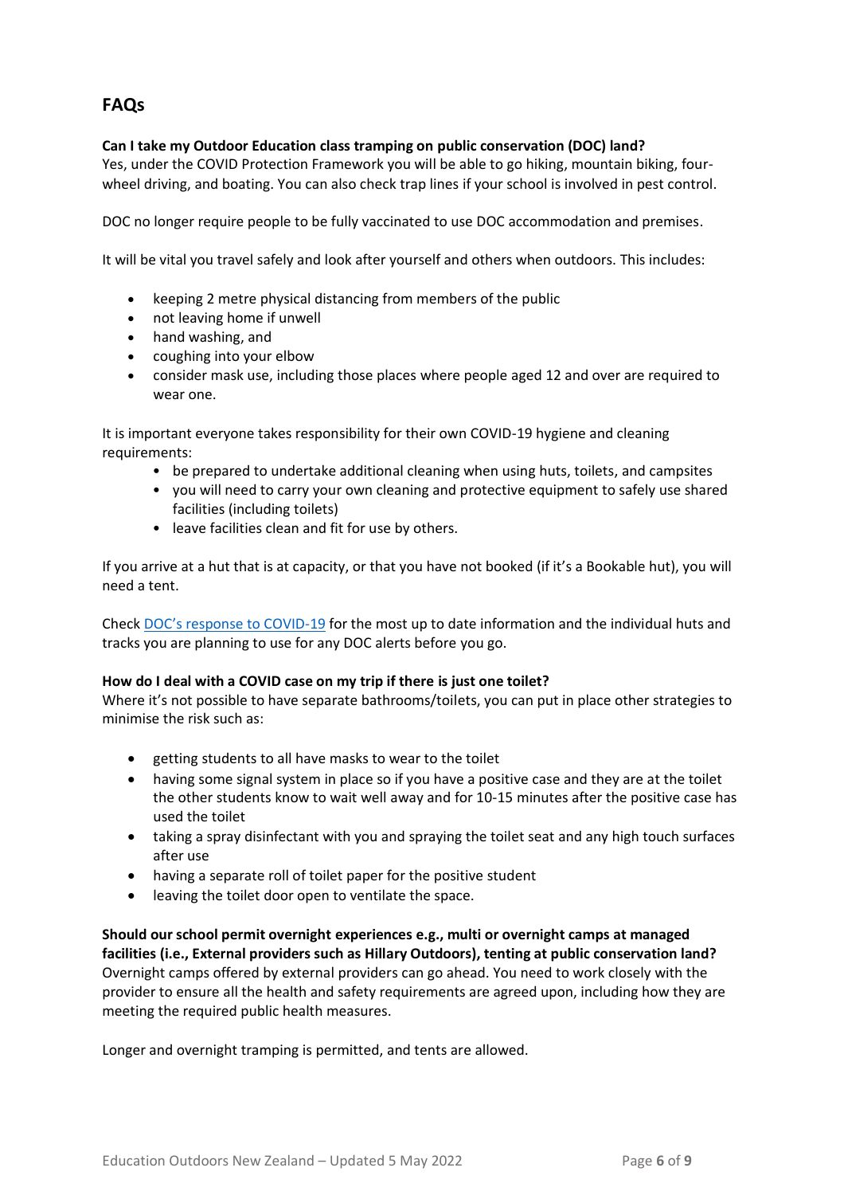## FAQs

**Can I take my Outdoor Education class tramping on public conservation (DOC) land?**
Yes, under the COVID Protection Framework you will be able to go hiking, mountain biking, four-wheel driving, and boating. You can also check trap lines if your school is involved in pest control.

DOC no longer require people to be fully vaccinated to use DOC accommodation and premises.

It will be vital you travel safely and look after yourself and others when outdoors. This includes:

- keeping 2 metre physical distancing from members of the public
- not leaving home if unwell
- hand washing, and
- coughing into your elbow
- consider mask use, including those places where people aged 12 and over are required to wear one.

It is important everyone takes responsibility for their own COVID-19 hygiene and cleaning requirements:

- be prepared to undertake additional cleaning when using huts, toilets, and campsites
- you will need to carry your own cleaning and protective equipment to safely use shared facilities (including toilets)
- leave facilities clean and fit for use by others.

If you arrive at a hut that is at capacity, or that you have not booked (if it's a Bookable hut), you will need a tent.

Check DOC's response to COVID-19 for the most up to date information and the individual huts and tracks you are planning to use for any DOC alerts before you go.

**How do I deal with a COVID case on my trip if there is just one toilet?**
Where it's not possible to have separate bathrooms/toilets, you can put in place other strategies to minimise the risk such as:

- getting students to all have masks to wear to the toilet
- having some signal system in place so if you have a positive case and they are at the toilet the other students know to wait well away and for 10-15 minutes after the positive case has used the toilet
- taking a spray disinfectant with you and spraying the toilet seat and any high touch surfaces after use
- having a separate roll of toilet paper for the positive student
- leaving the toilet door open to ventilate the space.

**Should our school permit overnight experiences e.g., multi or overnight camps at managed facilities (i.e., External providers such as Hillary Outdoors), tenting at public conservation land?**
Overnight camps offered by external providers can go ahead. You need to work closely with the provider to ensure all the health and safety requirements are agreed upon, including how they are meeting the required public health measures.

Longer and overnight tramping is permitted, and tents are allowed.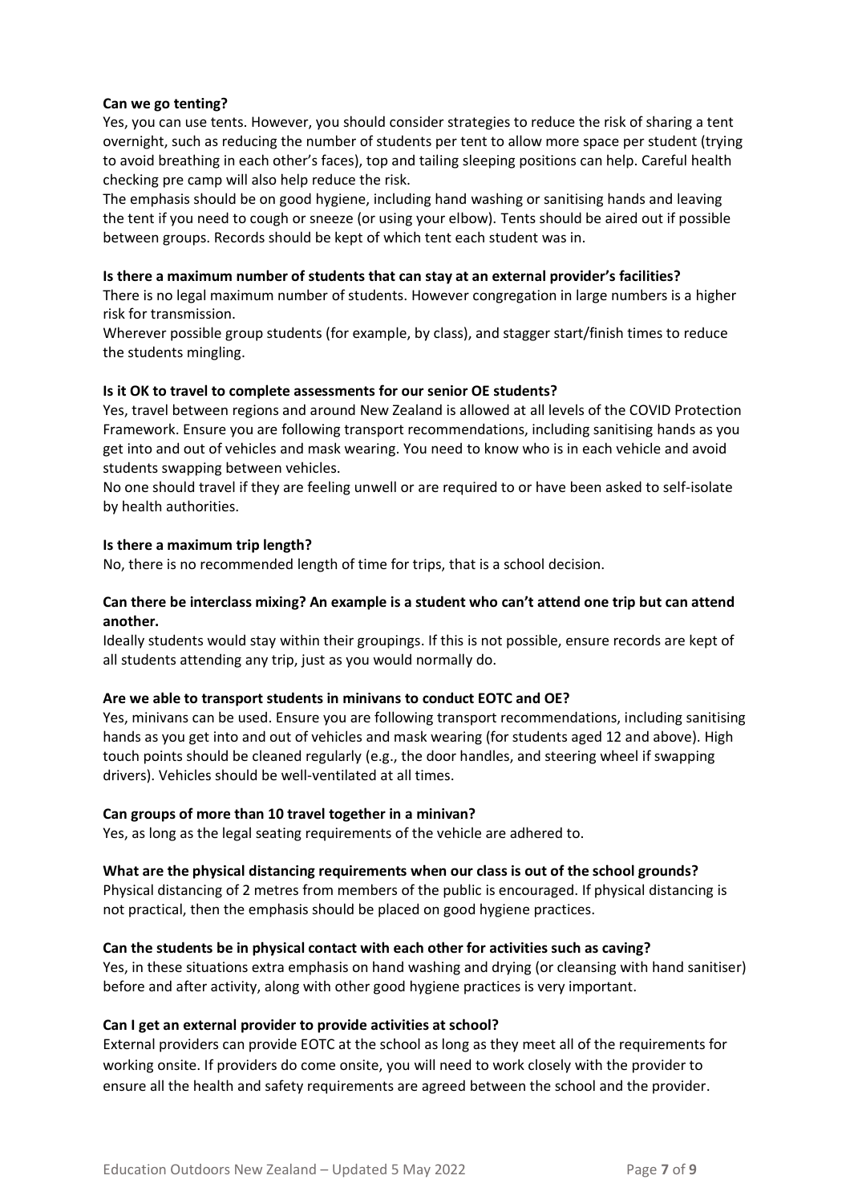**Can we go tenting?**

Yes, you can use tents. However, you should consider strategies to reduce the risk of sharing a tent overnight, such as reducing the number of students per tent to allow more space per student (trying to avoid breathing in each other's faces), top and tailing sleeping positions can help. Careful health checking pre camp will also help reduce the risk.

The emphasis should be on good hygiene, including hand washing or sanitising hands and leaving the tent if you need to cough or sneeze (or using your elbow). Tents should be aired out if possible between groups. Records should be kept of which tent each student was in.

**Is there a maximum number of students that can stay at an external provider's facilities?**

There is no legal maximum number of students. However congregation in large numbers is a higher risk for transmission.

Wherever possible group students (for example, by class), and stagger start/finish times to reduce the students mingling.

**Is it OK to travel to complete assessments for our senior OE students?**

Yes, travel between regions and around New Zealand is allowed at all levels of the COVID Protection Framework. Ensure you are following transport recommendations, including sanitising hands as you get into and out of vehicles and mask wearing. You need to know who is in each vehicle and avoid students swapping between vehicles.

No one should travel if they are feeling unwell or are required to or have been asked to self-isolate by health authorities.

**Is there a maximum trip length?**

No, there is no recommended length of time for trips, that is a school decision.

**Can there be interclass mixing? An example is a student who can't attend one trip but can attend another.**

Ideally students would stay within their groupings. If this is not possible, ensure records are kept of all students attending any trip, just as you would normally do.

**Are we able to transport students in minivans to conduct EOTC and OE?**

Yes, minivans can be used. Ensure you are following transport recommendations, including sanitising hands as you get into and out of vehicles and mask wearing (for students aged 12 and above). High touch points should be cleaned regularly (e.g., the door handles, and steering wheel if swapping drivers). Vehicles should be well-ventilated at all times.

**Can groups of more than 10 travel together in a minivan?**

Yes, as long as the legal seating requirements of the vehicle are adhered to.

**What are the physical distancing requirements when our class is out of the school grounds?**

Physical distancing of 2 metres from members of the public is encouraged. If physical distancing is not practical, then the emphasis should be placed on good hygiene practices.

**Can the students be in physical contact with each other for activities such as caving?**

Yes, in these situations extra emphasis on hand washing and drying (or cleansing with hand sanitiser) before and after activity, along with other good hygiene practices is very important.

**Can I get an external provider to provide activities at school?**

External providers can provide EOTC at the school as long as they meet all of the requirements for working onsite. If providers do come onsite, you will need to work closely with the provider to ensure all the health and safety requirements are agreed between the school and the provider.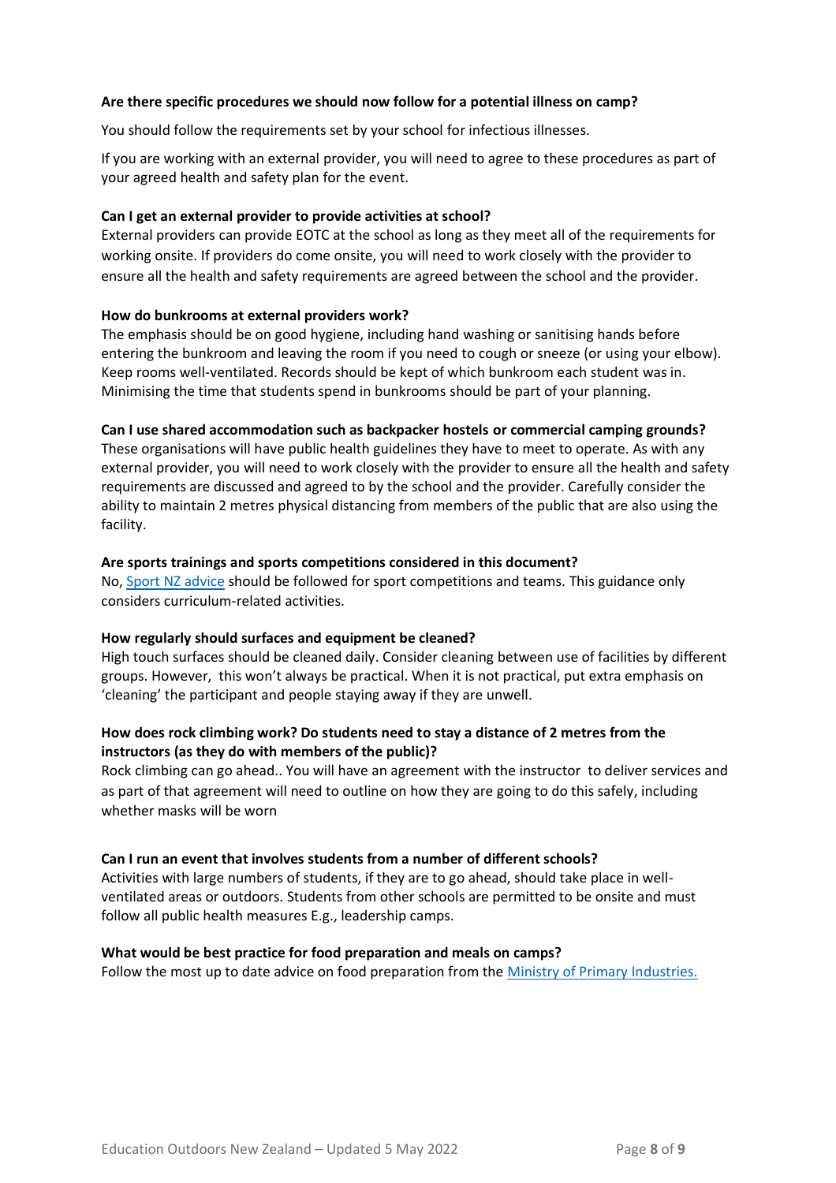**Are there specific procedures we should now follow for a potential illness on camp?**

You should follow the requirements set by your school for infectious illnesses.

If you are working with an external provider, you will need to agree to these procedures as part of your agreed health and safety plan for the event.

**Can I get an external provider to provide activities at school?**

External providers can provide EOTC at the school as long as they meet all of the requirements for working onsite. If providers do come onsite, you will need to work closely with the provider to ensure all the health and safety requirements are agreed between the school and the provider.

**How do bunkrooms at external providers work?**

The emphasis should be on good hygiene, including hand washing or sanitising hands before entering the bunkroom and leaving the room if you need to cough or sneeze (or using your elbow). Keep rooms well-ventilated. Records should be kept of which bunkroom each student was in. Minimising the time that students spend in bunkrooms should be part of your planning.

**Can I use shared accommodation such as backpacker hostels or commercial camping grounds?**

These organisations will have public health guidelines they have to meet to operate. As with any external provider, you will need to work closely with the provider to ensure all the health and safety requirements are discussed and agreed to by the school and the provider. Carefully consider the ability to maintain 2 metres physical distancing from members of the public that are also using the facility.

**Are sports trainings and sports competitions considered in this document?**

No, Sport NZ advice should be followed for sport competitions and teams. This guidance only considers curriculum-related activities.

**How regularly should surfaces and equipment be cleaned?**

High touch surfaces should be cleaned daily. Consider cleaning between use of facilities by different groups. However, this won't always be practical. When it is not practical, put extra emphasis on 'cleaning' the participant and people staying away if they are unwell.

**How does rock climbing work? Do students need to stay a distance of 2 metres from the instructors (as they do with members of the public)?**

Rock climbing can go ahead.. You will have an agreement with the instructor to deliver services and as part of that agreement will need to outline on how they are going to do this safely, including whether masks will be worn

**Can I run an event that involves students from a number of different schools?**

Activities with large numbers of students, if they are to go ahead, should take place in well-ventilated areas or outdoors. Students from other schools are permitted to be onsite and must follow all public health measures E.g., leadership camps.

**What would be best practice for food preparation and meals on camps?**

Follow the most up to date advice on food preparation from the Ministry of Primary Industries.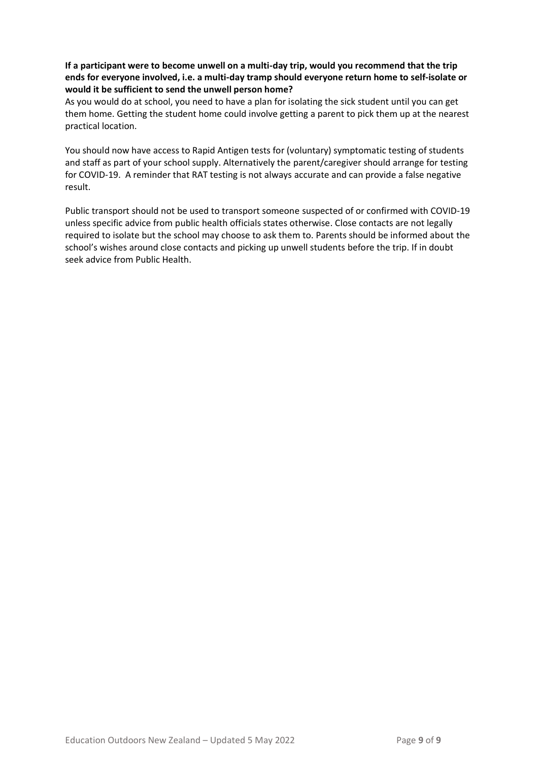**If a participant were to become unwell on a multi-day trip, would you recommend that the trip ends for everyone involved, i.e. a multi-day tramp should everyone return home to self-isolate or would it be sufficient to send the unwell person home?**

As you would do at school, you need to have a plan for isolating the sick student until you can get them home. Getting the student home could involve getting a parent to pick them up at the nearest practical location.

You should now have access to Rapid Antigen tests for (voluntary) symptomatic testing of students and staff as part of your school supply. Alternatively the parent/caregiver should arrange for testing for COVID-19. A reminder that RAT testing is not always accurate and can provide a false negative result.

Public transport should not be used to transport someone suspected of or confirmed with COVID-19 unless specific advice from public health officials states otherwise. Close contacts are not legally required to isolate but the school may choose to ask them to. Parents should be informed about the school's wishes around close contacts and picking up unwell students before the trip. If in doubt seek advice from Public Health.